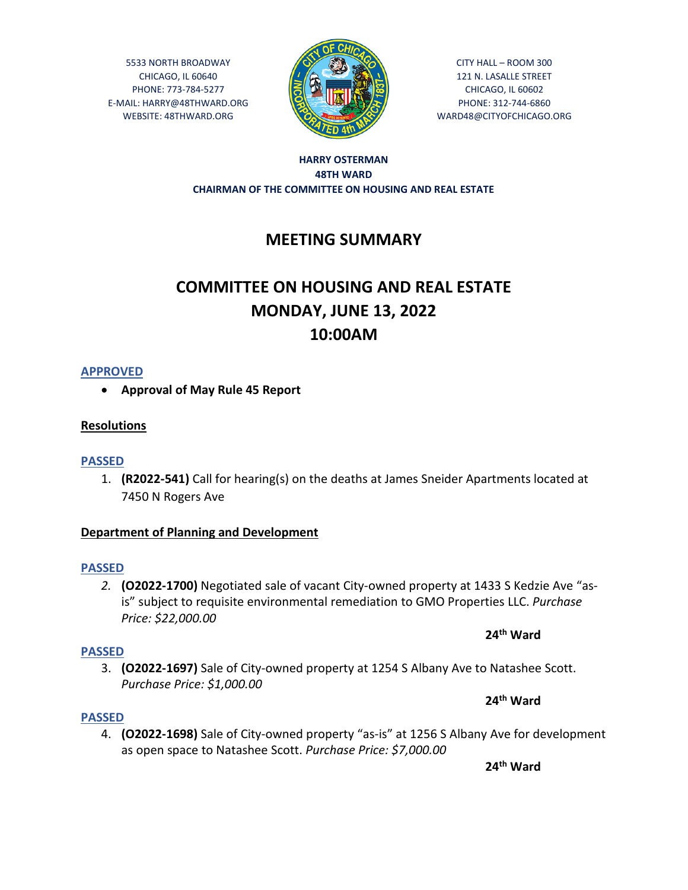5533 NORTH BROADWAY
CHICAGO, IL 60640
PHONE: 773-784-5277
E-MAIL: HARRY@48THWARD.ORG
WEBSITE: 48THWARD.ORG

CITY HALL – ROOM 300
121 N. LASALLE STREET
CHICAGO, IL 60602
PHONE: 312-744-6860
WARD48@CITYOFCHICAGO.ORG

**HARRY OSTERMAN**
**48TH WARD**
**CHAIRMAN OF THE COMMITTEE ON HOUSING AND REAL ESTATE**

# MEETING SUMMARY

# COMMITTEE ON HOUSING AND REAL ESTATE
# MONDAY, JUNE 13, 2022
# 10:00AM

**APPROVED**

- **Approval of May Rule 45 Report**

**Resolutions**

**PASSED**

1. **(R2022-541)** Call for hearing(s) on the deaths at James Sneider Apartments located at 7450 N Rogers Ave

**Department of Planning and Development**

**PASSED**

2. **(O2022-1700)** Negotiated sale of vacant City-owned property at 1433 S Kedzie Ave "as-is" subject to requisite environmental remediation to GMO Properties LLC. *Purchase Price: $22,000.00*

**24th Ward**

**PASSED**

3. **(O2022-1697)** Sale of City-owned property at 1254 S Albany Ave to Natashee Scott. *Purchase Price: $1,000.00*

**24th Ward**

**PASSED**

4. **(O2022-1698)** Sale of City-owned property "as-is" at 1256 S Albany Ave for development as open space to Natashee Scott. *Purchase Price: $7,000.00*

**24th Ward**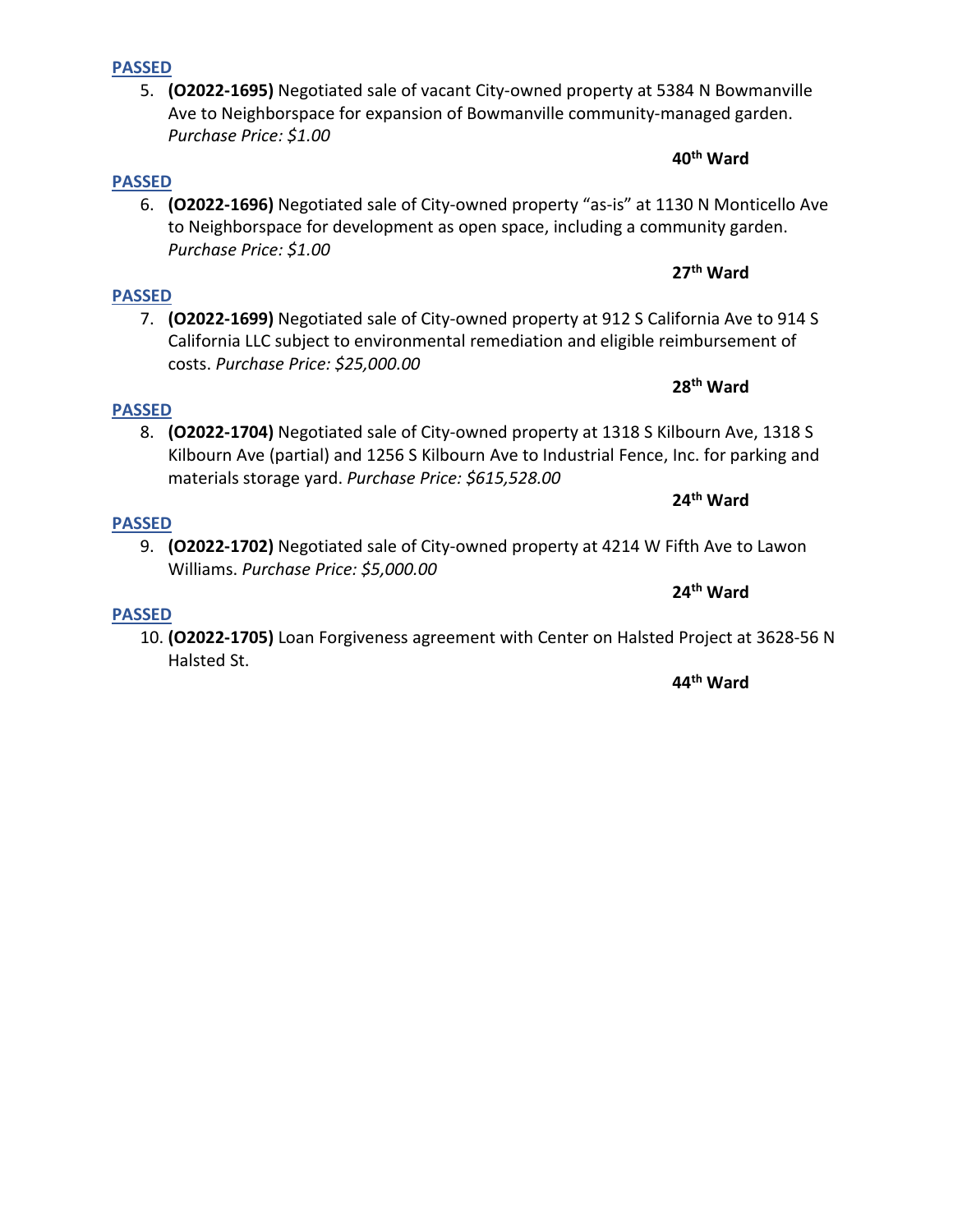**PASSED**

5. **(O2022-1695)** Negotiated sale of vacant City-owned property at 5384 N Bowmanville Ave to Neighborspace for expansion of Bowmanville community-managed garden. *Purchase Price: $1.00*

   **40th Ward**

**PASSED**

6. **(O2022-1696)** Negotiated sale of City-owned property "as-is" at 1130 N Monticello Ave to Neighborspace for development as open space, including a community garden. *Purchase Price: $1.00*

   **27th Ward**

**PASSED**

7. **(O2022-1699)** Negotiated sale of City-owned property at 912 S California Ave to 914 S California LLC subject to environmental remediation and eligible reimbursement of costs. *Purchase Price: $25,000.00*

   **28th Ward**

**PASSED**

8. **(O2022-1704)** Negotiated sale of City-owned property at 1318 S Kilbourn Ave, 1318 S Kilbourn Ave (partial) and 1256 S Kilbourn Ave to Industrial Fence, Inc. for parking and materials storage yard. *Purchase Price: $615,528.00*

   **24th Ward**

**PASSED**

9. **(O2022-1702)** Negotiated sale of City-owned property at 4214 W Fifth Ave to Lawon Williams. *Purchase Price: $5,000.00*

   **24th Ward**

**PASSED**

10. **(O2022-1705)** Loan Forgiveness agreement with Center on Halsted Project at 3628-56 N Halsted St.

    **44th Ward**